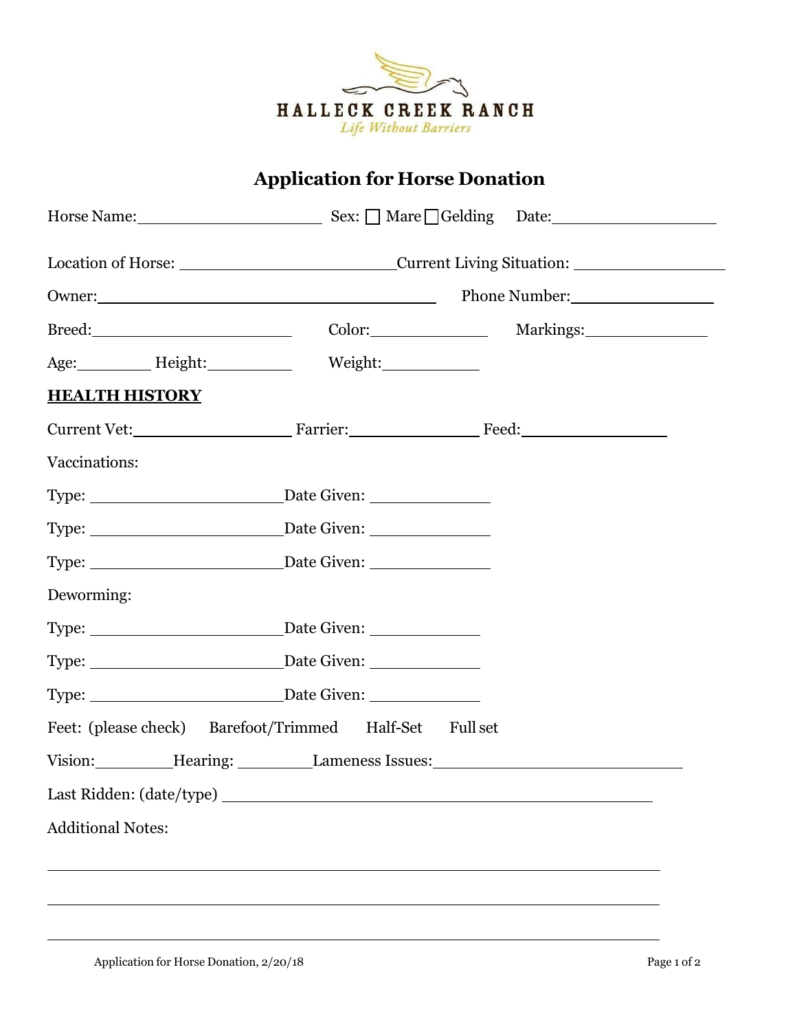HALLECK CREEK RANCH

*Life Without Barriers*

# Application for Horse Donation

Horse Name:____________________ Sex: ☐ Mare ☐ Gelding Date:__________________

Location of Horse: ________________________ Current Living Situation: ________________

Owner:____________________________________ Phone Number:________________

Breed:______________________ Color:_____________ Markings:_____________

Age:________ Height:_________ Weight:__________

**HEALTH HISTORY**

Current Vet:_________________ Farrier:______________ Feed:________________

Vaccinations:

Type: ______________________ Date Given: _____________

Type: ______________________ Date Given: _____________

Type: ______________________ Date Given: _____________

Deworming:

Type: ______________________ Date Given: ____________

Type: ______________________ Date Given: ____________

Type: ______________________ Date Given: ____________

Feet: (please check) Barefoot/Trimmed Half-Set Full set

Vision:_________ Hearing: ________ Lameness Issues:____________________________

Last Ridden: (date/type) ________________________________________________

Additional Notes:

______________________________________________________________________

______________________________________________________________________

______________________________________________________________________

Application for Horse Donation, 2/20/18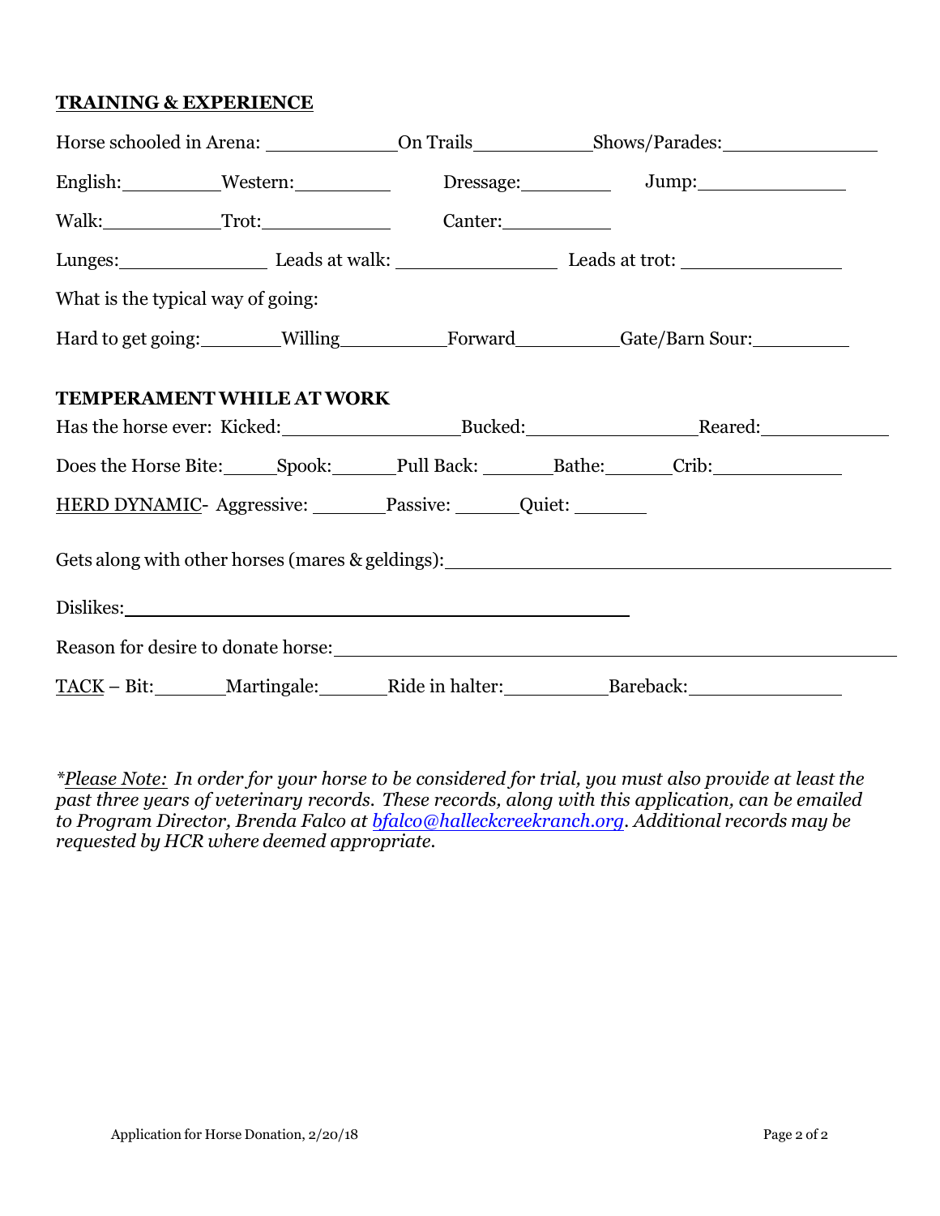**TRAINING & EXPERIENCE**

Horse schooled in Arena: ____________ On Trails__________ Shows/Parades:______________

English:_________ Western:_________ Dressage:_________ Jump:______________

Walk:___________ Trot:____________ Canter:__________

Lunges:______________ Leads at walk: ______________ Leads at trot: ______________

What is the typical way of going:

Hard to get going:________ Willing__________ Forward_________ Gate/Barn Sour:_________

**TEMPERAMENT WHILE AT WORK**

Has the horse ever: Kicked:________________ Bucked:_______________ Reared:____________

Does the Horse Bite:_____ Spook:______ Pull Back: ______ Bathe:______ Crib:___________

HERD DYNAMIC- Aggressive: _______ Passive: ______ Quiet: _______

Gets along with other horses (mares & geldings):________________________________________

Dislikes:_______________________________________________

Reason for desire to donate horse:__________________________________________________

TACK – Bit:_______ Martingale:______ Ride in halter:_________ Bareback:______________

*\*Please Note: In order for your horse to be considered for trial, you must also provide at least the past three years of veterinary records. These records, along with this application, can be emailed to Program Director, Brenda Falco at bfalco@halleckcreekranch.org. Additional records may be requested by HCR where deemed appropriate.*

Application for Horse Donation, 2/20/18